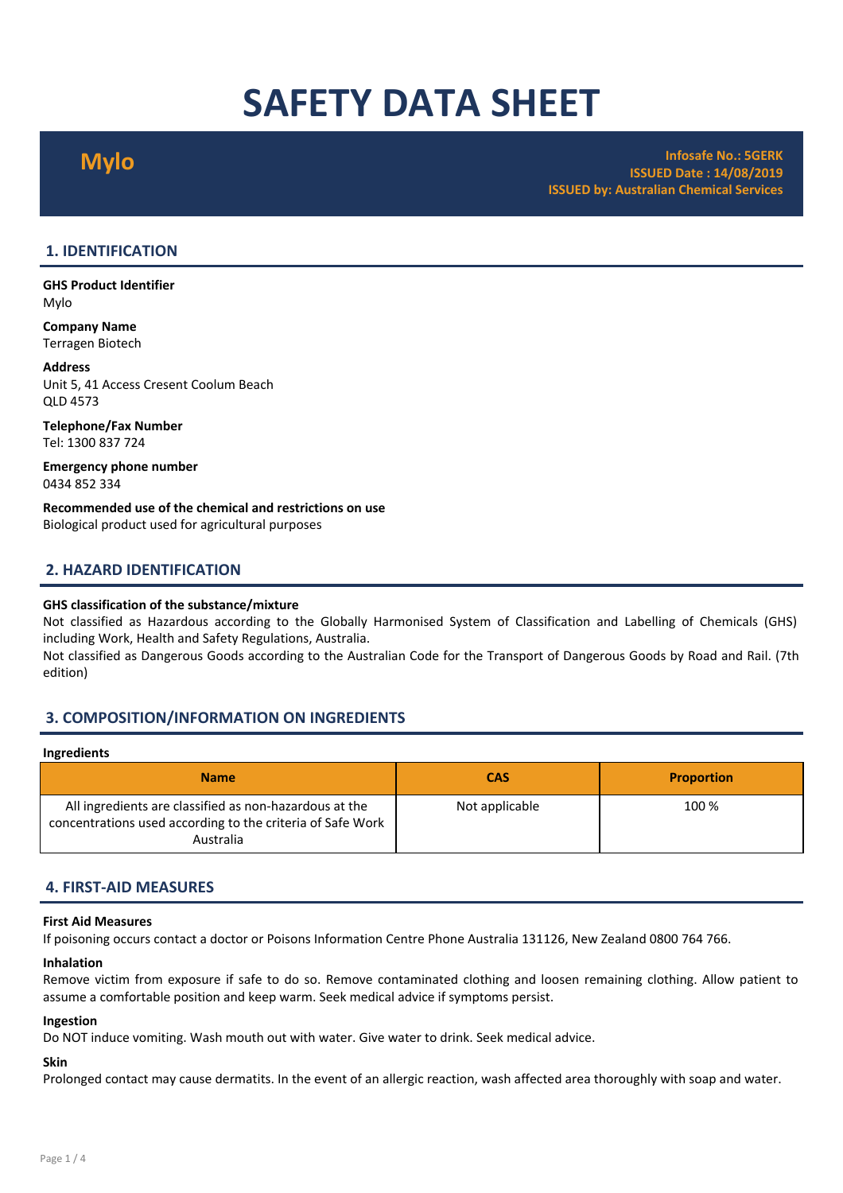# SAFETY DATA SHEET

## Mylo

**Infosafe No.: 5GERK**
**ISSUED Date : 14/08/2019**
**ISSUED by: Australian Chemical Services**

## 1. IDENTIFICATION

**GHS Product Identifier**
Mylo

**Company Name**
Terragen Biotech

**Address**
Unit 5, 41 Access Cresent Coolum Beach
QLD 4573

**Telephone/Fax Number**
Tel: 1300 837 724

**Emergency phone number**
0434 852 334

**Recommended use of the chemical and restrictions on use**
Biological product used for agricultural purposes

## 2. HAZARD IDENTIFICATION

**GHS classification of the substance/mixture**
Not classified as Hazardous according to the Globally Harmonised System of Classification and Labelling of Chemicals (GHS) including Work, Health and Safety Regulations, Australia.
Not classified as Dangerous Goods according to the Australian Code for the Transport of Dangerous Goods by Road and Rail. (7th edition)

## 3. COMPOSITION/INFORMATION ON INGREDIENTS

**Ingredients**

| Name | CAS | Proportion |
|---|---|---|
| All ingredients are classified as non-hazardous at the concentrations used according to the criteria of Safe Work Australia | Not applicable | 100 % |

## 4. FIRST-AID MEASURES

**First Aid Measures**
If poisoning occurs contact a doctor or Poisons Information Centre Phone Australia 131126, New Zealand 0800 764 766.

**Inhalation**
Remove victim from exposure if safe to do so. Remove contaminated clothing and loosen remaining clothing. Allow patient to assume a comfortable position and keep warm. Seek medical advice if symptoms persist.

**Ingestion**
Do NOT induce vomiting. Wash mouth out with water. Give water to drink. Seek medical advice.

**Skin**
Prolonged contact may cause dermatits. In the event of an allergic reaction, wash affected area thoroughly with soap and water.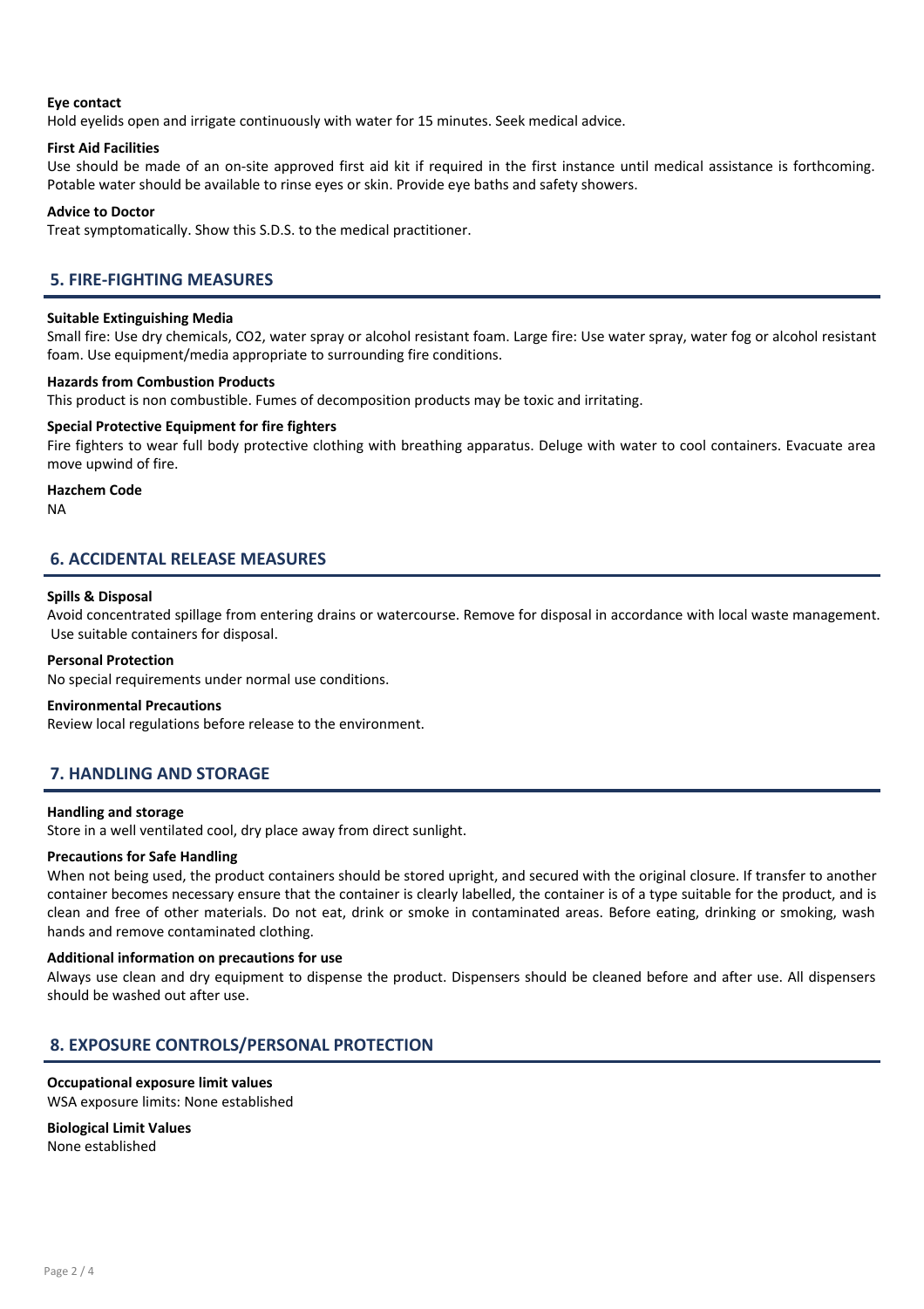**Eye contact**

Hold eyelids open and irrigate continuously with water for 15 minutes. Seek medical advice.

**First Aid Facilities**

Use should be made of an on-site approved first aid kit if required in the first instance until medical assistance is forthcoming. Potable water should be available to rinse eyes or skin. Provide eye baths and safety showers.

**Advice to Doctor**

Treat symptomatically. Show this S.D.S. to the medical practitioner.

## 5. FIRE-FIGHTING MEASURES

**Suitable Extinguishing Media**

Small fire: Use dry chemicals, $CO_2$, water spray or alcohol resistant foam. Large fire: Use water spray, water fog or alcohol resistant foam. Use equipment/media appropriate to surrounding fire conditions.

**Hazards from Combustion Products**

This product is non combustible. Fumes of decomposition products may be toxic and irritating.

**Special Protective Equipment for fire fighters**

Fire fighters to wear full body protective clothing with breathing apparatus. Deluge with water to cool containers. Evacuate area move upwind of fire.

**Hazchem Code**

NA

## 6. ACCIDENTAL RELEASE MEASURES

**Spills & Disposal**

Avoid concentrated spillage from entering drains or watercourse. Remove for disposal in accordance with local waste management. Use suitable containers for disposal.

**Personal Protection**

No special requirements under normal use conditions.

**Environmental Precautions**

Review local regulations before release to the environment.

## 7. HANDLING AND STORAGE

**Handling and storage**

Store in a well ventilated cool, dry place away from direct sunlight.

**Precautions for Safe Handling**

When not being used, the product containers should be stored upright, and secured with the original closure. If transfer to another container becomes necessary ensure that the container is clearly labelled, the container is of a type suitable for the product, and is clean and free of other materials. Do not eat, drink or smoke in contaminated areas. Before eating, drinking or smoking, wash hands and remove contaminated clothing.

**Additional information on precautions for use**

Always use clean and dry equipment to dispense the product. Dispensers should be cleaned before and after use. All dispensers should be washed out after use.

## 8. EXPOSURE CONTROLS/PERSONAL PROTECTION

**Occupational exposure limit values**

WSA exposure limits: None established

**Biological Limit Values**

None established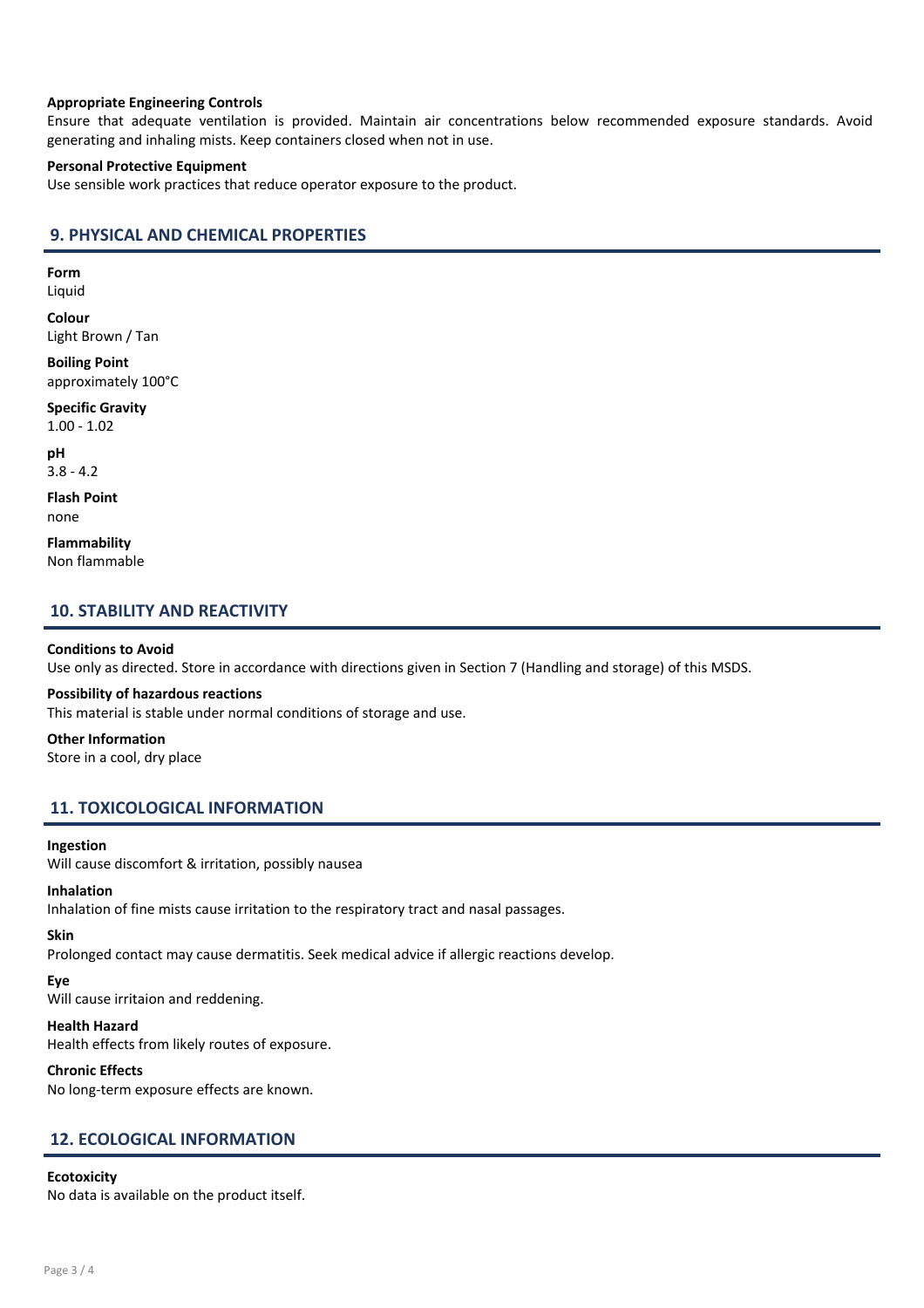**Appropriate Engineering Controls**

Ensure that adequate ventilation is provided. Maintain air concentrations below recommended exposure standards. Avoid generating and inhaling mists. Keep containers closed when not in use.

**Personal Protective Equipment**

Use sensible work practices that reduce operator exposure to the product.

## 9. PHYSICAL AND CHEMICAL PROPERTIES

**Form**
Liquid

**Colour**
Light Brown / Tan

**Boiling Point**
approximately 100°C

**Specific Gravity**
1.00 - 1.02

**pH**
3.8 - 4.2

**Flash Point**
none

**Flammability**
Non flammable

## 10. STABILITY AND REACTIVITY

**Conditions to Avoid**
Use only as directed. Store in accordance with directions given in Section 7 (Handling and storage) of this MSDS.

**Possibility of hazardous reactions**
This material is stable under normal conditions of storage and use.

**Other Information**
Store in a cool, dry place

## 11. TOXICOLOGICAL INFORMATION

**Ingestion**
Will cause discomfort & irritation, possibly nausea

**Inhalation**
Inhalation of fine mists cause irritation to the respiratory tract and nasal passages.

**Skin**
Prolonged contact may cause dermatitis. Seek medical advice if allergic reactions develop.

**Eye**
Will cause irritaion and reddening.

**Health Hazard**
Health effects from likely routes of exposure.

**Chronic Effects**
No long-term exposure effects are known.

## 12. ECOLOGICAL INFORMATION

**Ecotoxicity**
No data is available on the product itself.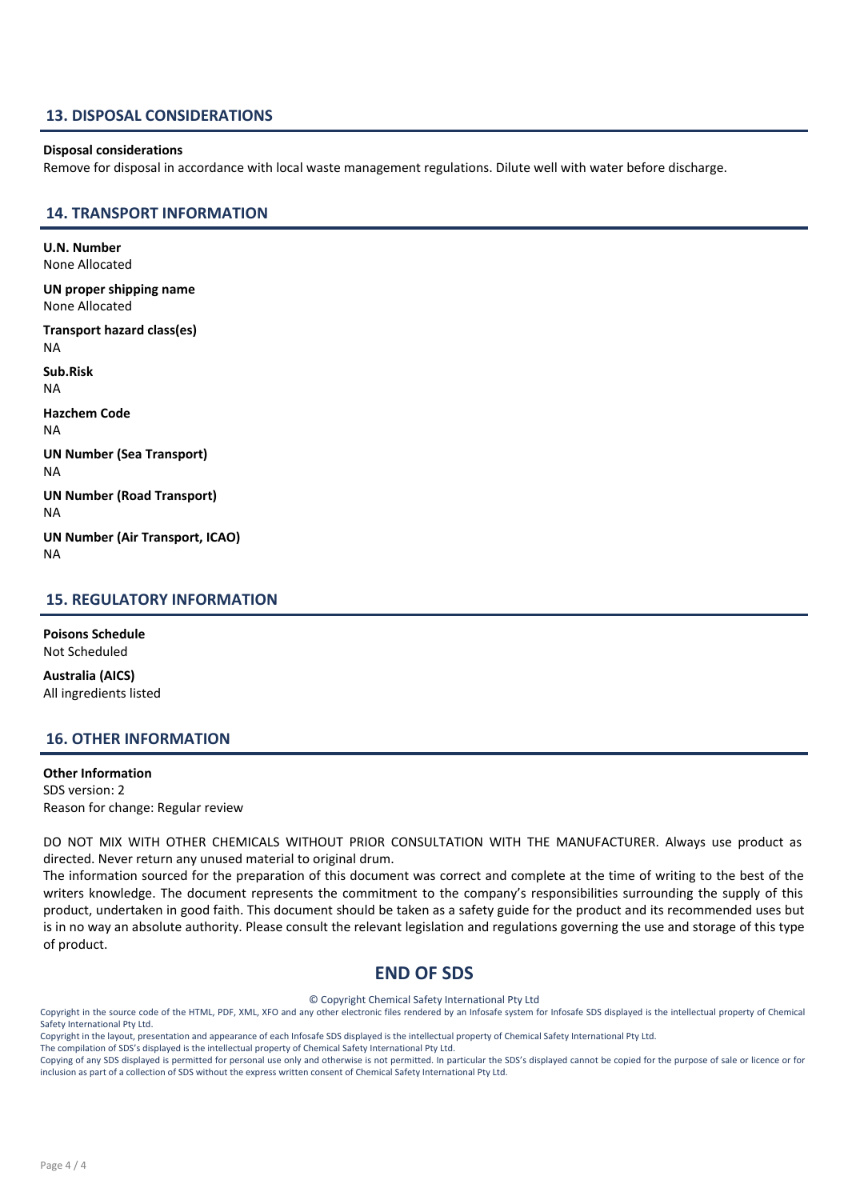## 13. DISPOSAL CONSIDERATIONS

**Disposal considerations**

Remove for disposal in accordance with local waste management regulations. Dilute well with water before discharge.

## 14. TRANSPORT INFORMATION

**U.N. Number**

None Allocated

**UN proper shipping name**

None Allocated

**Transport hazard class(es)**

NA

**Sub.Risk**

NA

**Hazchem Code**

NA

**UN Number (Sea Transport)**

NA

**UN Number (Road Transport)**

NA

**UN Number (Air Transport, ICAO)**

NA

## 15. REGULATORY INFORMATION

**Poisons Schedule**

Not Scheduled

**Australia (AICS)**

All ingredients listed

## 16. OTHER INFORMATION

**Other Information**

SDS version: 2

Reason for change: Regular review

DO NOT MIX WITH OTHER CHEMICALS WITHOUT PRIOR CONSULTATION WITH THE MANUFACTURER. Always use product as directed. Never return any unused material to original drum.

The information sourced for the preparation of this document was correct and complete at the time of writing to the best of the writers knowledge. The document represents the commitment to the company's responsibilities surrounding the supply of this product, undertaken in good faith. This document should be taken as a safety guide for the product and its recommended uses but is in no way an absolute authority. Please consult the relevant legislation and regulations governing the use and storage of this type of product.

## END OF SDS

© Copyright Chemical Safety International Pty Ltd

Copyright in the source code of the HTML, PDF, XML, XFO and any other electronic files rendered by an Infosafe system for Infosafe SDS displayed is the intellectual property of Chemical Safety International Pty Ltd.

Copyright in the layout, presentation and appearance of each Infosafe SDS displayed is the intellectual property of Chemical Safety International Pty Ltd.

The compilation of SDS's displayed is the intellectual property of Chemical Safety International Pty Ltd.

Copying of any SDS displayed is permitted for personal use only and otherwise is not permitted. In particular the SDS's displayed cannot be copied for the purpose of sale or licence or for inclusion as part of a collection of SDS without the express written consent of Chemical Safety International Pty Ltd.